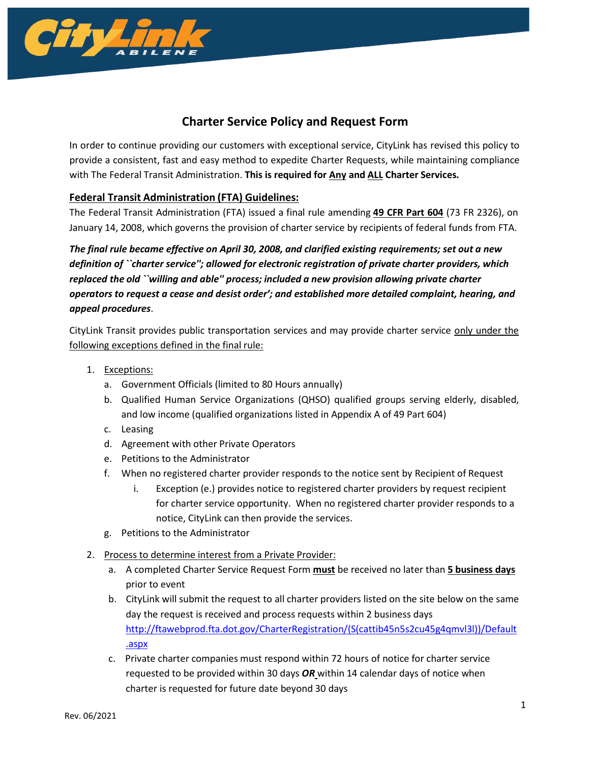# Charter Service Policy and Request Form

In order to continue providing our customers with exceptional service, CityLink has revised this policy to provide a consistent, fast and easy method to expedite Charter Requests, while maintaining compliance with The Federal Transit Administration. **This is required for Any and ALL Charter Services.**

## Federal Transit Administration (FTA) Guidelines:

The Federal Transit Administration (FTA) issued a final rule amending **49 CFR Part 604** (73 FR 2326), on January 14, 2008, which governs the provision of charter service by recipients of federal funds from FTA.

***The final rule became effective on April 30, 2008, and clarified existing requirements; set out a new definition of ``charter service''; allowed for electronic registration of private charter providers, which replaced the old ``willing and able'' process; included a new provision allowing private charter operators to request a cease and desist order'; and established more detailed complaint, hearing, and appeal procedures***.

CityLink Transit provides public transportation services and may provide charter service only under the following exceptions defined in the final rule:

1. Exceptions:
   a. Government Officials (limited to 80 Hours annually)
   b. Qualified Human Service Organizations (QHSO) qualified groups serving elderly, disabled, and low income (qualified organizations listed in Appendix A of 49 Part 604)
   c. Leasing
   d. Agreement with other Private Operators
   e. Petitions to the Administrator
   f. When no registered charter provider responds to the notice sent by Recipient of Request
      i. Exception (e.) provides notice to registered charter providers by request recipient for charter service opportunity. When no registered charter provider responds to a notice, CityLink can then provide the services.
   g. Petitions to the Administrator
2. Process to determine interest from a Private Provider:
   a. A completed Charter Service Request Form **must** be received no later than **5 business days** prior to event
   b. CityLink will submit the request to all charter providers listed on the site below on the same day the request is received and process requests within 2 business days http://ftawebprod.fta.dot.gov/CharterRegistration/(S(cattib45n5s2cu45g4qmvl3l))/Default.aspx
   c. Private charter companies must respond within 72 hours of notice for charter service requested to be provided within 30 days ***OR*** within 14 calendar days of notice when charter is requested for future date beyond 30 days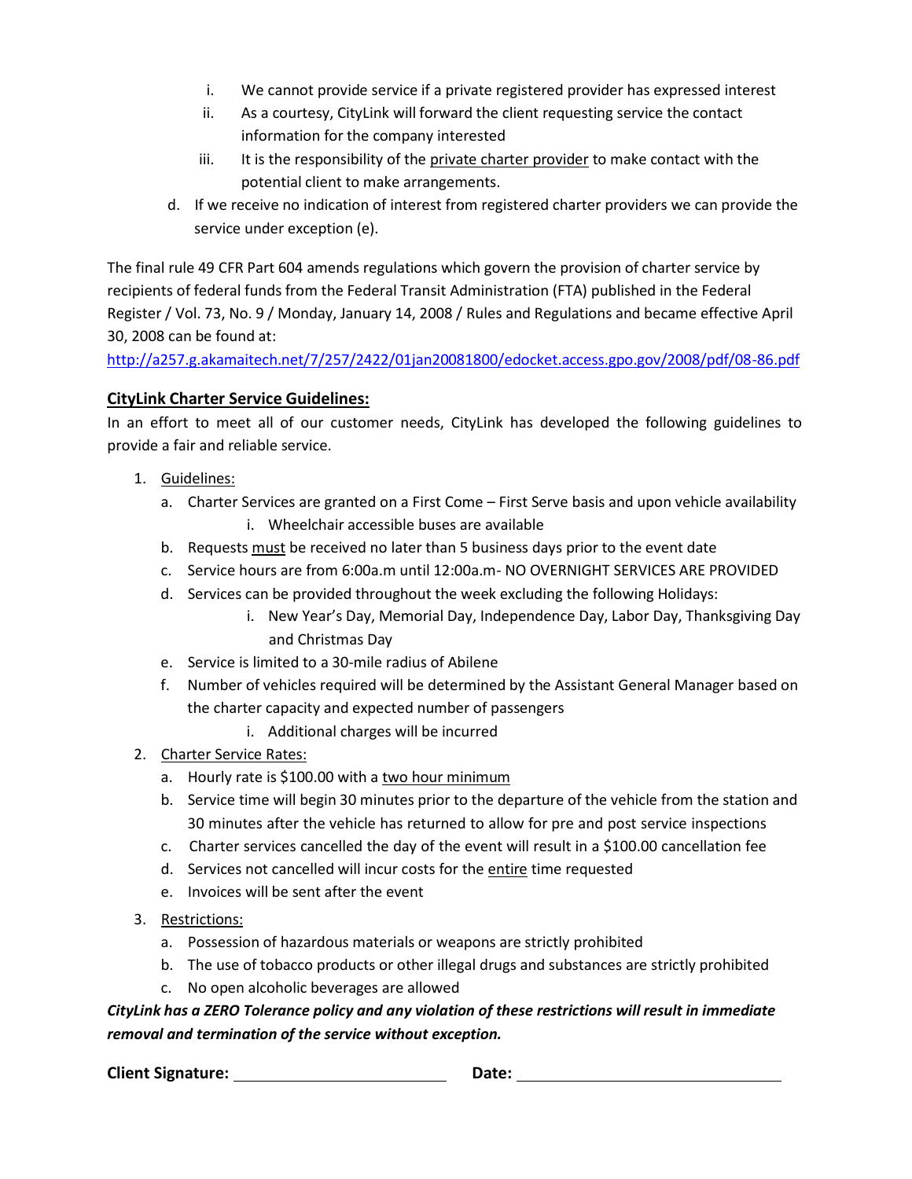i. We cannot provide service if a private registered provider has expressed interest
   ii. As a courtesy, CityLink will forward the client requesting service the contact information for the company interested
   iii. It is the responsibility of the private charter provider to make contact with the potential client to make arrangements.

d. If we receive no indication of interest from registered charter providers we can provide the service under exception (e).

The final rule 49 CFR Part 604 amends regulations which govern the provision of charter service by recipients of federal funds from the Federal Transit Administration (FTA) published in the Federal Register / Vol. 73, No. 9 / Monday, January 14, 2008 / Rules and Regulations and became effective April 30, 2008 can be found at:
http://a257.g.akamaitech.net/7/257/2422/01jan20081800/edocket.access.gpo.gov/2008/pdf/08-86.pdf

## CityLink Charter Service Guidelines:

In an effort to meet all of our customer needs, CityLink has developed the following guidelines to provide a fair and reliable service.

1. Guidelines:
   a. Charter Services are granted on a First Come – First Serve basis and upon vehicle availability
      i. Wheelchair accessible buses are available
   b. Requests must be received no later than 5 business days prior to the event date
   c. Service hours are from 6:00a.m until 12:00a.m- NO OVERNIGHT SERVICES ARE PROVIDED
   d. Services can be provided throughout the week excluding the following Holidays:
      i. New Year's Day, Memorial Day, Independence Day, Labor Day, Thanksgiving Day and Christmas Day
   e. Service is limited to a 30-mile radius of Abilene
   f. Number of vehicles required will be determined by the Assistant General Manager based on the charter capacity and expected number of passengers
      i. Additional charges will be incurred
2. Charter Service Rates:
   a. Hourly rate is $100.00 with a two hour minimum
   b. Service time will begin 30 minutes prior to the departure of the vehicle from the station and 30 minutes after the vehicle has returned to allow for pre and post service inspections
   c. Charter services cancelled the day of the event will result in a $100.00 cancellation fee
   d. Services not cancelled will incur costs for the entire time requested
   e. Invoices will be sent after the event
3. Restrictions:
   a. Possession of hazardous materials or weapons are strictly prohibited
   b. The use of tobacco products or other illegal drugs and substances are strictly prohibited
   c. No open alcoholic beverages are allowed

***CityLink has a ZERO Tolerance policy and any violation of these restrictions will result in immediate removal and termination of the service without exception.***

**Client Signature:** ______________________ **Date:** ____________________________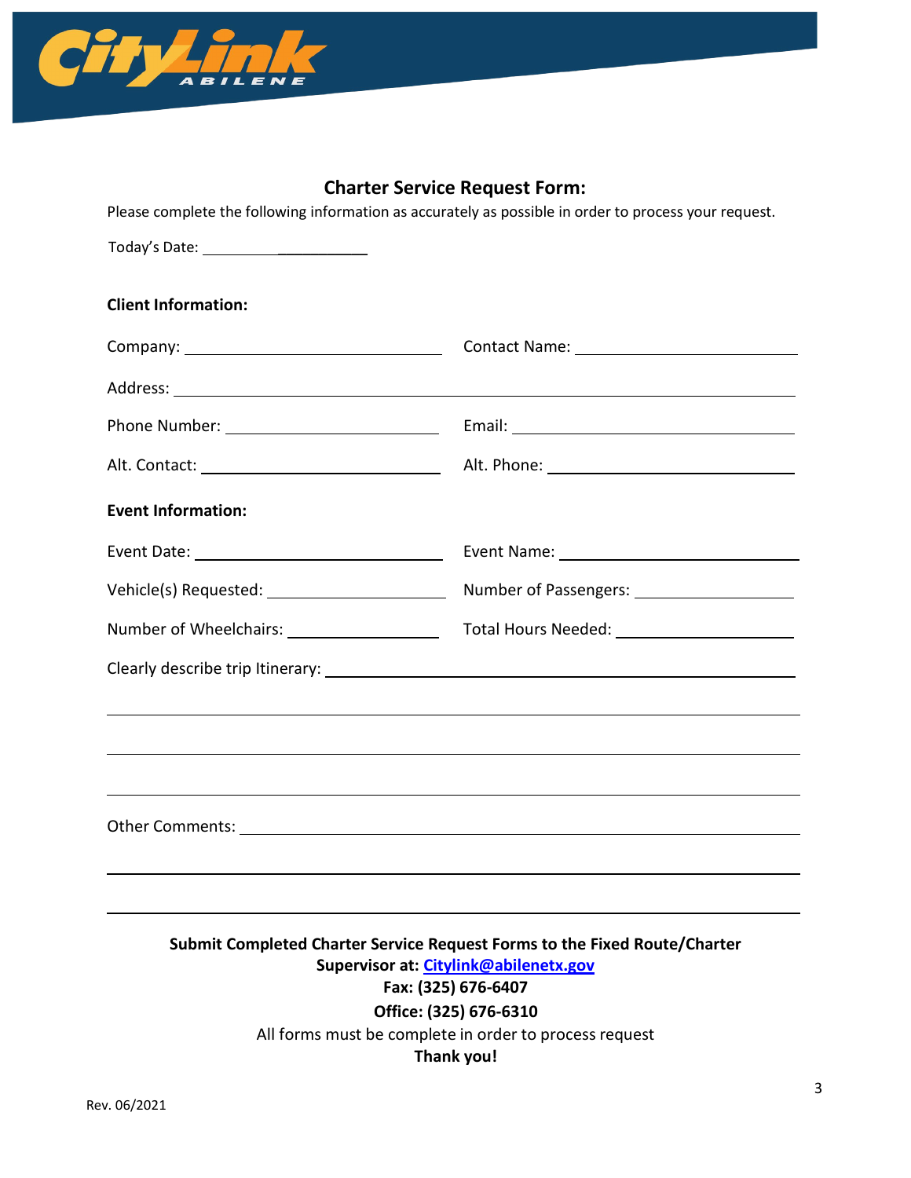## Charter Service Request Form:

Please complete the following information as accurately as possible in order to process your request.

Today's Date: ____________________

**Client Information:**

Company: ______________________________ Contact Name: ______________________________

Address: ____________________________________________________________

Phone Number: ______________________________ Email: ______________________________

Alt. Contact: ______________________________ Alt. Phone: ______________________________

**Event Information:**

Event Date: ______________________________ Event Name: ______________________________

Vehicle(s) Requested: ______________________ Number of Passengers: ____________________

Number of Wheelchairs: ____________________ Total Hours Needed: ______________________

Clearly describe trip Itinerary: ____________________________________________________________

____________________________________________________________

____________________________________________________________

____________________________________________________________

Other Comments: ____________________________________________________________

____________________________________________________________

____________________________________________________________

**Submit Completed Charter Service Request Forms to the Fixed Route/Charter Supervisor at: Citylink@abilenetx.gov**

**Fax: (325) 676-6407**

**Office: (325) 676-6310**

All forms must be complete in order to process request

**Thank you!**

Rev. 06/2021